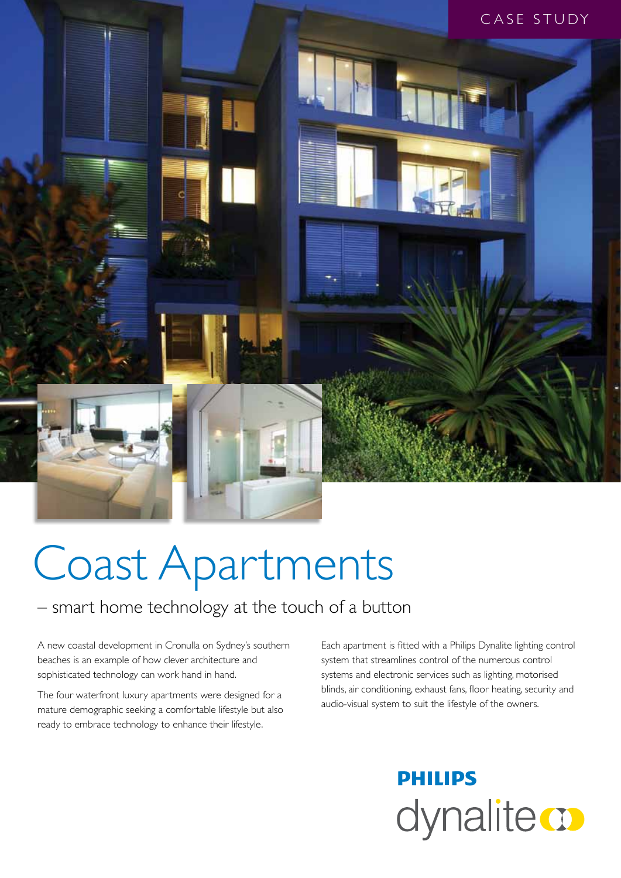CASE STUDY

# Coast Apartments

## – smart home technology at the touch of a button

A new coastal development in Cronulla on Sydney's southern beaches is an example of how clever architecture and sophisticated technology can work hand in hand.

The four waterfront luxury apartments were designed for a mature demographic seeking a comfortable lifestyle but also ready to embrace technology to enhance their lifestyle.

Each apartment is fitted with a Philips Dynalite lighting control system that streamlines control of the numerous control systems and electronic services such as lighting, motorised blinds, air conditioning, exhaust fans, floor heating, security and audio-visual system to suit the lifestyle of the owners.

PHILIPS dynalite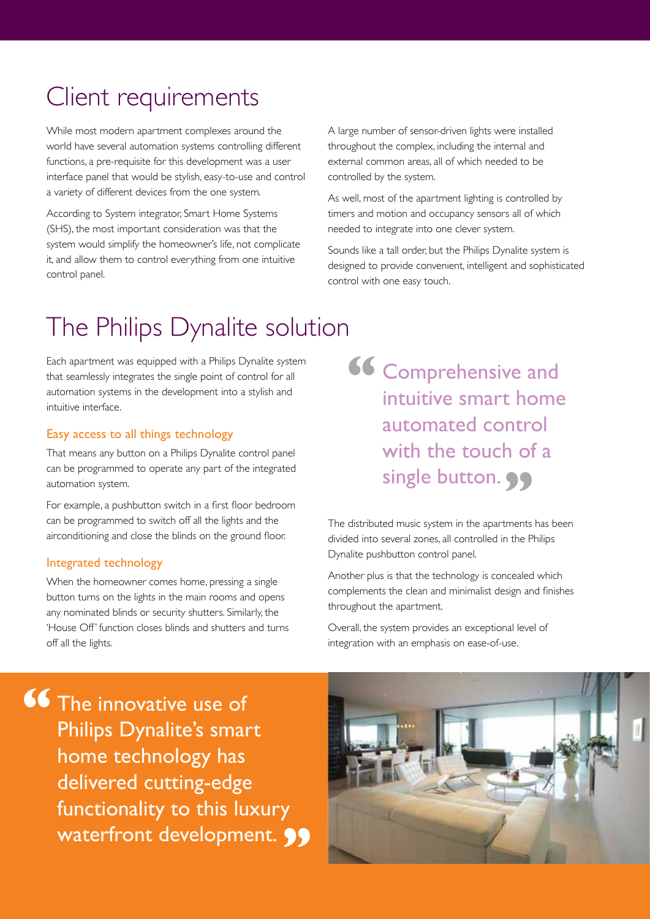## Client requirements

While most modern apartment complexes around the world have several automation systems controlling different functions, a pre-requisite for this development was a user interface panel that would be stylish, easy-to-use and control a variety of different devices from the one system.

According to System integrator, Smart Home Systems (SHS), the most important consideration was that the system would simplify the homeowner's life, not complicate it, and allow them to control everything from one intuitive control panel.

A large number of sensor-driven lights were installed throughout the complex, including the internal and external common areas, all of which needed to be controlled by the system.

As well, most of the apartment lighting is controlled by timers and motion and occupancy sensors all of which needed to integrate into one clever system.

Sounds like a tall order, but the Philips Dynalite system is designed to provide convenient, intelligent and sophisticated control with one easy touch.

## The Philips Dynalite solution

Each apartment was equipped with a Philips Dynalite system that seamlessly integrates the single point of control for all automation systems in the development into a stylish and intuitive interface.

### Easy access to all things technology

That means any button on a Philips Dynalite control panel can be programmed to operate any part of the integrated automation system.

For example, a pushbutton switch in a first floor bedroom can be programmed to switch off all the lights and the airconditioning and close the blinds on the ground floor.

### Integrated technology

When the homeowner comes home, pressing a single button turns on the lights in the main rooms and opens any nominated blinds or security shutters. Similarly, the 'House Off' function closes blinds and shutters and turns off all the lights.

> "Comprehensive and intuitive smart home automated control with the touch of a single button."

The distributed music system in the apartments has been divided into several zones, all controlled in the Philips Dynalite pushbutton control panel.

Another plus is that the technology is concealed which complements the clean and minimalist design and finishes throughout the apartment.

Overall, the system provides an exceptional level of integration with an emphasis on ease-of-use.

> "The innovative use of Philips Dynalite's smart home technology has delivered cutting-edge functionality to this luxury waterfront development."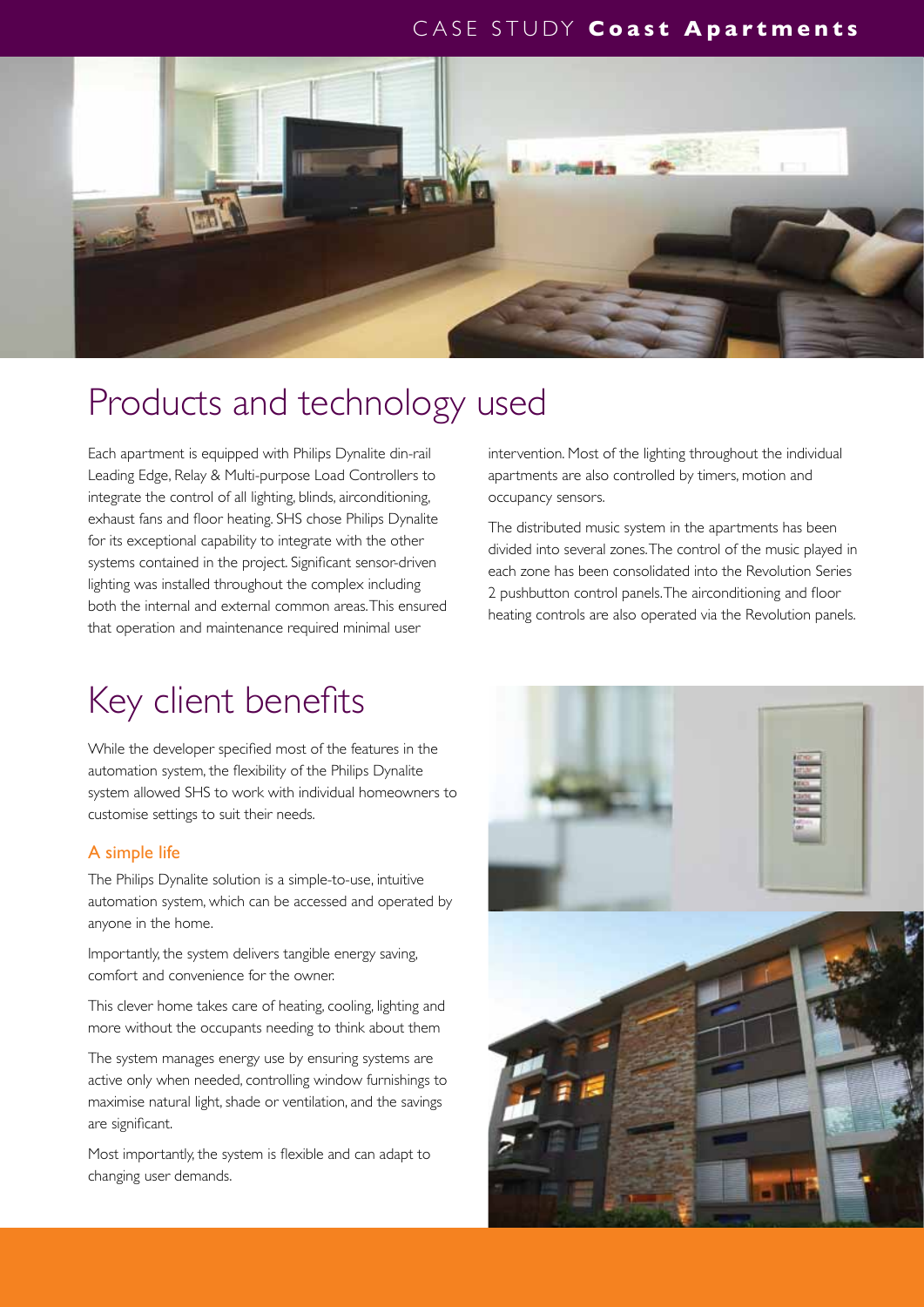## Products and technology used

Each apartment is equipped with Philips Dynalite din-rail Leading Edge, Relay & Multi-purpose Load Controllers to integrate the control of all lighting, blinds, airconditioning, exhaust fans and floor heating. SHS chose Philips Dynalite for its exceptional capability to integrate with the other systems contained in the project. Significant sensor-driven lighting was installed throughout the complex including both the internal and external common areas. This ensured that operation and maintenance required minimal user intervention. Most of the lighting throughout the individual apartments are also controlled by timers, motion and occupancy sensors.

The distributed music system in the apartments has been divided into several zones. The control of the music played in each zone has been consolidated into the Revolution Series 2 pushbutton control panels. The airconditioning and floor heating controls are also operated via the Revolution panels.

## Key client benefits

While the developer specified most of the features in the automation system, the flexibility of the Philips Dynalite system allowed SHS to work with individual homeowners to customise settings to suit their needs.

### A simple life

The Philips Dynalite solution is a simple-to-use, intuitive automation system, which can be accessed and operated by anyone in the home.

Importantly, the system delivers tangible energy saving, comfort and convenience for the owner.

This clever home takes care of heating, cooling, lighting and more without the occupants needing to think about them

The system manages energy use by ensuring systems are active only when needed, controlling window furnishings to maximise natural light, shade or ventilation, and the savings are significant.

Most importantly, the system is flexible and can adapt to changing user demands.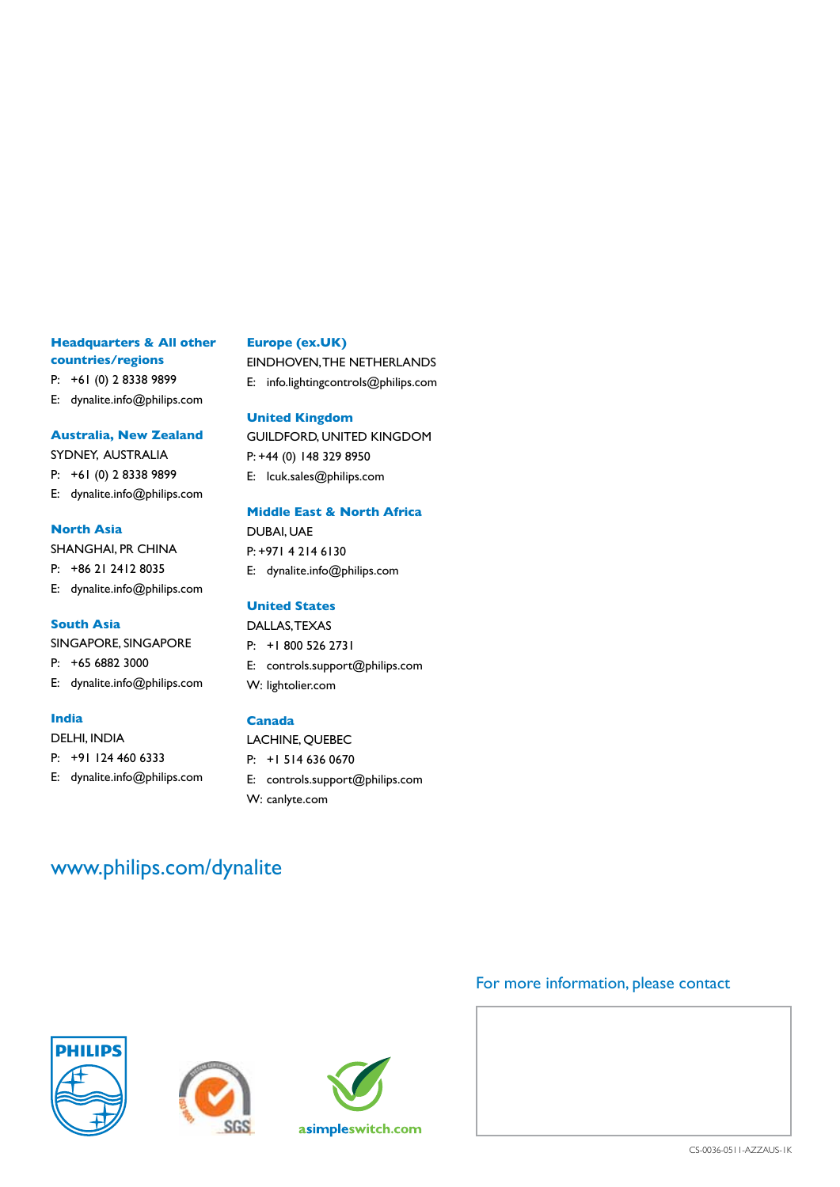### Headquarters & All other countries/regions

P: +61 (0) 2 8338 9899

E: dynalite.info@philips.com

### Australia, New Zealand

SYDNEY, AUSTRALIA

P: +61 (0) 2 8338 9899

E: dynalite.info@philips.com

### North Asia

SHANGHAI, PR CHINA

P: +86 21 2412 8035

E: dynalite.info@philips.com

### South Asia

SINGAPORE, SINGAPORE

P: +65 6882 3000

E: dynalite.info@philips.com

### India

DELHI, INDIA

P: +91 124 460 6333

E: dynalite.info@philips.com

### Europe (ex.UK)

EINDHOVEN, THE NETHERLANDS

E: info.lightingcontrols@philips.com

### United Kingdom

GUILDFORD, UNITED KINGDOM

P: +44 (0) 148 329 8950

E: lcuk.sales@philips.com

### Middle East & North Africa

DUBAI, UAE

P: +971 4 214 6130

E: dynalite.info@philips.com

### United States

DALLAS, TEXAS

P: +1 800 526 2731

E: controls.support@philips.com

W: lightolier.com

### Canada

LACHINE, QUEBEC

P: +1 514 636 0670

E: controls.support@philips.com

W: canlyte.com

www.philips.com/dynalite

For more information, please contact

PHILIPS

SGS

asimpleswitch.com

CS-0036-0511-AZZAUS-1K